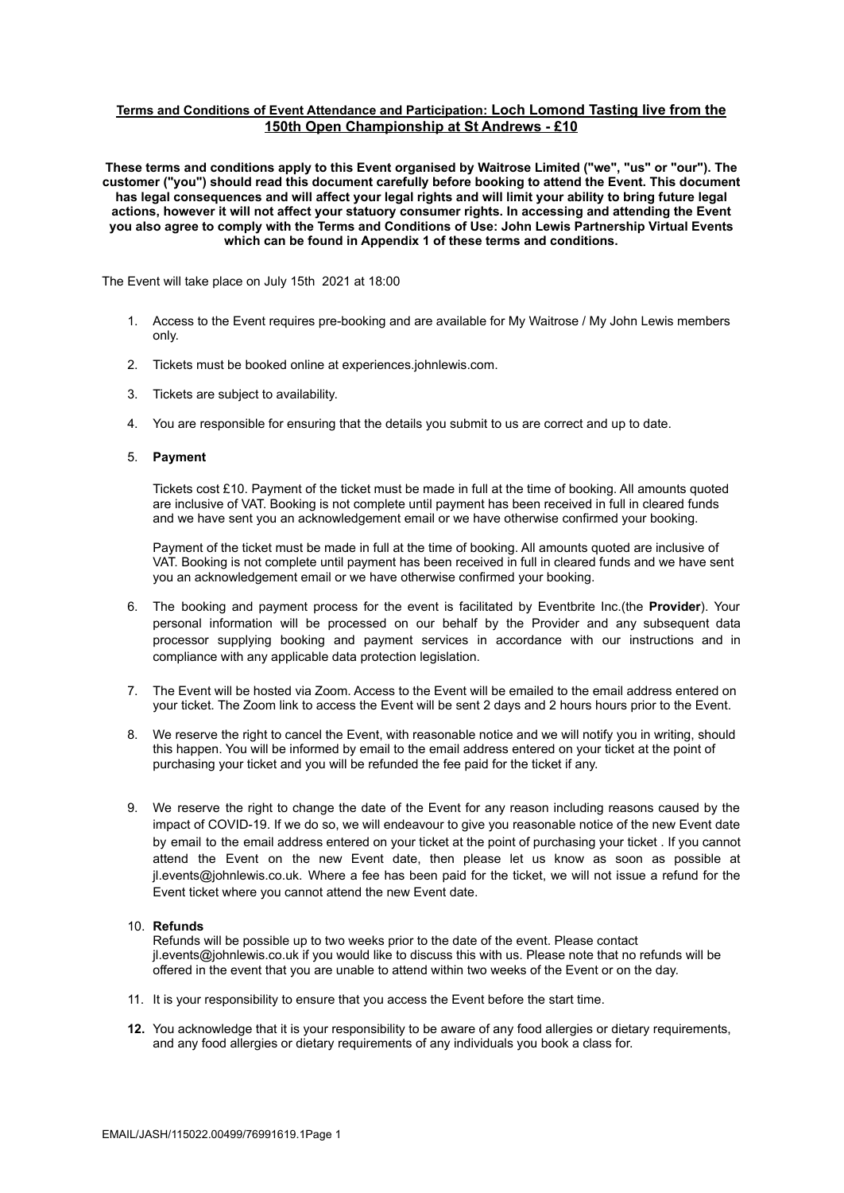**Terms and Conditions of Event Attendance and Participation: Loch Lomond Tasting live from the 150th Open Championship at St Andrews - £10**

**These terms and conditions apply to this Event organised by Waitrose Limited ("we", "us" or "our"). The customer ("you") should read this document carefully before booking to attend the Event. This document has legal consequences and will affect your legal rights and will limit your ability to bring future legal actions, however it will not affect your statuory consumer rights. In accessing and attending the Event you also agree to comply with the Terms and Conditions of Use: John Lewis Partnership Virtual Events which can be found in Appendix 1 of these terms and conditions.**

The Event will take place on July 15th 2021 at 18:00

1. Access to the Event requires pre-booking and are available for My Waitrose / My John Lewis members only.

2. Tickets must be booked online at experiences.johnlewis.com.

3. Tickets are subject to availability.

4. You are responsible for ensuring that the details you submit to us are correct and up to date.

5. **Payment**

   Tickets cost £10. Payment of the ticket must be made in full at the time of booking. All amounts quoted are inclusive of VAT. Booking is not complete until payment has been received in full in cleared funds and we have sent you an acknowledgement email or we have otherwise confirmed your booking.

   Payment of the ticket must be made in full at the time of booking. All amounts quoted are inclusive of VAT. Booking is not complete until payment has been received in full in cleared funds and we have sent you an acknowledgement email or we have otherwise confirmed your booking.

6. The booking and payment process for the event is facilitated by Eventbrite Inc.(the **Provider**). Your personal information will be processed on our behalf by the Provider and any subsequent data processor supplying booking and payment services in accordance with our instructions and in compliance with any applicable data protection legislation.

7. The Event will be hosted via Zoom. Access to the Event will be emailed to the email address entered on your ticket. The Zoom link to access the Event will be sent 2 days and 2 hours hours prior to the Event.

8. We reserve the right to cancel the Event, with reasonable notice and we will notify you in writing, should this happen. You will be informed by email to the email address entered on your ticket at the point of purchasing your ticket and you will be refunded the fee paid for the ticket if any.

9. We reserve the right to change the date of the Event for any reason including reasons caused by the impact of COVID-19. If we do so, we will endeavour to give you reasonable notice of the new Event date by email to the email address entered on your ticket at the point of purchasing your ticket . If you cannot attend the Event on the new Event date, then please let us know as soon as possible at jl.events@johnlewis.co.uk. Where a fee has been paid for the ticket, we will not issue a refund for the Event ticket where you cannot attend the new Event date.

10. **Refunds**

    Refunds will be possible up to two weeks prior to the date of the event. Please contact jl.events@johnlewis.co.uk if you would like to discuss this with us. Please note that no refunds will be offered in the event that you are unable to attend within two weeks of the Event or on the day.

11. It is your responsibility to ensure that you access the Event before the start time.

12. You acknowledge that it is your responsibility to be aware of any food allergies or dietary requirements, and any food allergies or dietary requirements of any individuals you book a class for.

EMAIL/JASH/115022.00499/76991619.1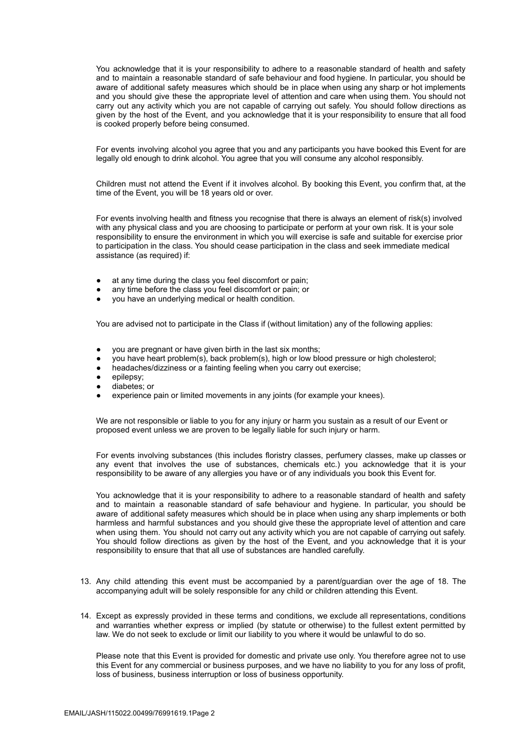You acknowledge that it is your responsibility to adhere to a reasonable standard of health and safety and to maintain a reasonable standard of safe behaviour and food hygiene. In particular, you should be aware of additional safety measures which should be in place when using any sharp or hot implements and you should give these the appropriate level of attention and care when using them. You should not carry out any activity which you are not capable of carrying out safely. You should follow directions as given by the host of the Event, and you acknowledge that it is your responsibility to ensure that all food is cooked properly before being consumed.

For events involving alcohol you agree that you and any participants you have booked this Event for are legally old enough to drink alcohol. You agree that you will consume any alcohol responsibly.

Children must not attend the Event if it involves alcohol. By booking this Event, you confirm that, at the time of the Event, you will be 18 years old or over.

For events involving health and fitness you recognise that there is always an element of risk(s) involved with any physical class and you are choosing to participate or perform at your own risk. It is your sole responsibility to ensure the environment in which you will exercise is safe and suitable for exercise prior to participation in the class. You should cease participation in the class and seek immediate medical assistance (as required) if:

- at any time during the class you feel discomfort or pain;
- any time before the class you feel discomfort or pain; or
- you have an underlying medical or health condition.

You are advised not to participate in the Class if (without limitation) any of the following applies:

- you are pregnant or have given birth in the last six months;
- you have heart problem(s), back problem(s), high or low blood pressure or high cholesterol;
- headaches/dizziness or a fainting feeling when you carry out exercise;
- epilepsy;
- diabetes; or
- experience pain or limited movements in any joints (for example your knees).

We are not responsible or liable to you for any injury or harm you sustain as a result of our Event or proposed event unless we are proven to be legally liable for such injury or harm.

For events involving substances (this includes floristry classes, perfumery classes, make up classes or any event that involves the use of substances, chemicals etc.) you acknowledge that it is your responsibility to be aware of any allergies you have or of any individuals you book this Event for.

You acknowledge that it is your responsibility to adhere to a reasonable standard of health and safety and to maintain a reasonable standard of safe behaviour and hygiene. In particular, you should be aware of additional safety measures which should be in place when using any sharp implements or both harmless and harmful substances and you should give these the appropriate level of attention and care when using them. You should not carry out any activity which you are not capable of carrying out safely. You should follow directions as given by the host of the Event, and you acknowledge that it is your responsibility to ensure that that all use of substances are handled carefully.

13. Any child attending this event must be accompanied by a parent/guardian over the age of 18. The accompanying adult will be solely responsible for any child or children attending this Event.

14. Except as expressly provided in these terms and conditions, we exclude all representations, conditions and warranties whether express or implied (by statute or otherwise) to the fullest extent permitted by law. We do not seek to exclude or limit our liability to you where it would be unlawful to do so.

    Please note that this Event is provided for domestic and private use only. You therefore agree not to use this Event for any commercial or business purposes, and we have no liability to you for any loss of profit, loss of business, business interruption or loss of business opportunity.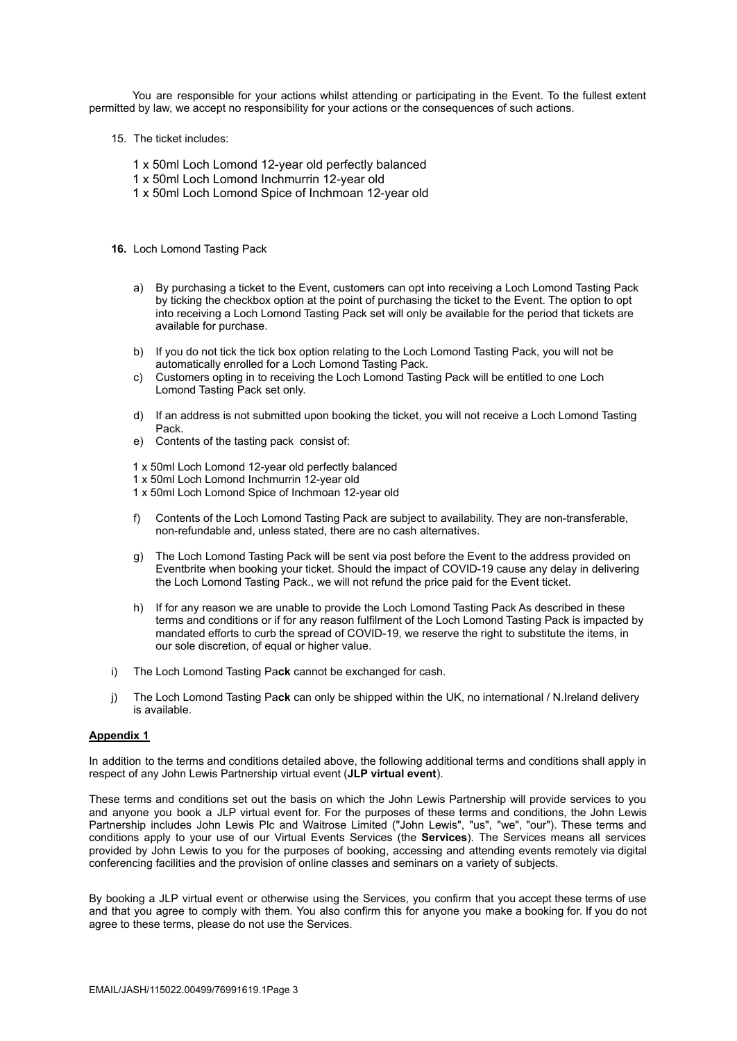You are responsible for your actions whilst attending or participating in the Event. To the fullest extent permitted by law, we accept no responsibility for your actions or the consequences of such actions.

15. The ticket includes:

    1 x 50ml Loch Lomond 12-year old perfectly balanced
    1 x 50ml Loch Lomond Inchmurrin 12-year old
    1 x 50ml Loch Lomond Spice of Inchmoan 12-year old

**16.** Loch Lomond Tasting Pack

a) By purchasing a ticket to the Event, customers can opt into receiving a Loch Lomond Tasting Pack by ticking the checkbox option at the point of purchasing the ticket to the Event. The option to opt into receiving a Loch Lomond Tasting Pack set will only be available for the period that tickets are available for purchase.

b) If you do not tick the tick box option relating to the Loch Lomond Tasting Pack, you will not be automatically enrolled for a Loch Lomond Tasting Pack.

c) Customers opting in to receiving the Loch Lomond Tasting Pack will be entitled to one Loch Lomond Tasting Pack set only.

d) If an address is not submitted upon booking the ticket, you will not receive a Loch Lomond Tasting Pack.

e) Contents of the tasting pack consist of:

1 x 50ml Loch Lomond 12-year old perfectly balanced
1 x 50ml Loch Lomond Inchmurrin 12-year old
1 x 50ml Loch Lomond Spice of Inchmoan 12-year old

f) Contents of the Loch Lomond Tasting Pack are subject to availability. They are non-transferable, non-refundable and, unless stated, there are no cash alternatives.

g) The Loch Lomond Tasting Pack will be sent via post before the Event to the address provided on Eventbrite when booking your ticket. Should the impact of COVID-19 cause any delay in delivering the Loch Lomond Tasting Pack., we will not refund the price paid for the Event ticket.

h) If for any reason we are unable to provide the Loch Lomond Tasting Pack As described in these terms and conditions or if for any reason fulfilment of the Loch Lomond Tasting Pack is impacted by mandated efforts to curb the spread of COVID-19, we reserve the right to substitute the items, in our sole discretion, of equal or higher value.

i) The Loch Lomond Tasting Pa**ck** cannot be exchanged for cash.

j) The Loch Lomond Tasting Pa**ck** can only be shipped within the UK, no international / N.Ireland delivery is available.

**Appendix 1**

In addition to the terms and conditions detailed above, the following additional terms and conditions shall apply in respect of any John Lewis Partnership virtual event (**JLP virtual event**).

These terms and conditions set out the basis on which the John Lewis Partnership will provide services to you and anyone you book a JLP virtual event for. For the purposes of these terms and conditions, the John Lewis Partnership includes John Lewis Plc and Waitrose Limited ("John Lewis", "us", "we", "our"). These terms and conditions apply to your use of our Virtual Events Services (the **Services**). The Services means all services provided by John Lewis to you for the purposes of booking, accessing and attending events remotely via digital conferencing facilities and the provision of online classes and seminars on a variety of subjects.

By booking a JLP virtual event or otherwise using the Services, you confirm that you accept these terms of use and that you agree to comply with them. You also confirm this for anyone you make a booking for. If you do not agree to these terms, please do not use the Services.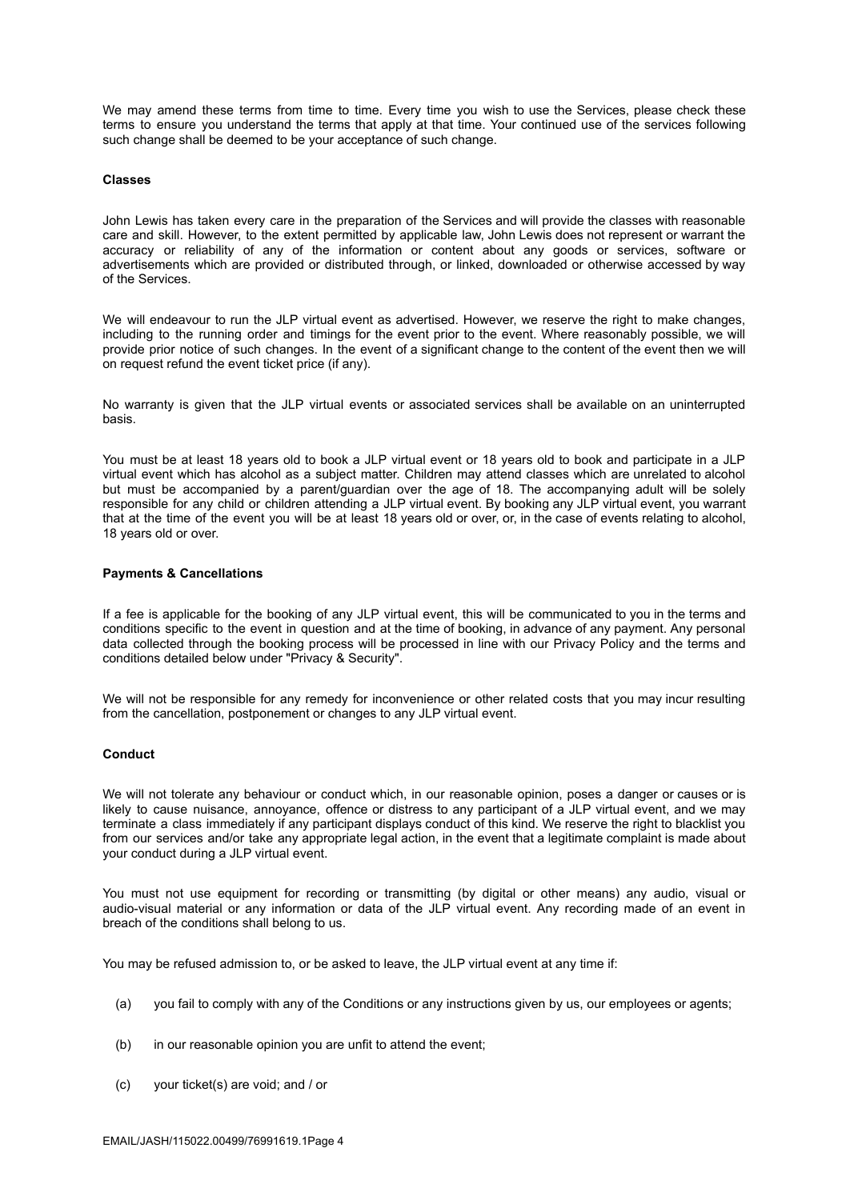We may amend these terms from time to time. Every time you wish to use the Services, please check these terms to ensure you understand the terms that apply at that time. Your continued use of the services following such change shall be deemed to be your acceptance of such change.

**Classes**

John Lewis has taken every care in the preparation of the Services and will provide the classes with reasonable care and skill. However, to the extent permitted by applicable law, John Lewis does not represent or warrant the accuracy or reliability of any of the information or content about any goods or services, software or advertisements which are provided or distributed through, or linked, downloaded or otherwise accessed by way of the Services.

We will endeavour to run the JLP virtual event as advertised. However, we reserve the right to make changes, including to the running order and timings for the event prior to the event. Where reasonably possible, we will provide prior notice of such changes. In the event of a significant change to the content of the event then we will on request refund the event ticket price (if any).

No warranty is given that the JLP virtual events or associated services shall be available on an uninterrupted basis.

You must be at least 18 years old to book a JLP virtual event or 18 years old to book and participate in a JLP virtual event which has alcohol as a subject matter. Children may attend classes which are unrelated to alcohol but must be accompanied by a parent/guardian over the age of 18. The accompanying adult will be solely responsible for any child or children attending a JLP virtual event. By booking any JLP virtual event, you warrant that at the time of the event you will be at least 18 years old or over, or, in the case of events relating to alcohol, 18 years old or over.

**Payments & Cancellations**

If a fee is applicable for the booking of any JLP virtual event, this will be communicated to you in the terms and conditions specific to the event in question and at the time of booking, in advance of any payment. Any personal data collected through the booking process will be processed in line with our Privacy Policy and the terms and conditions detailed below under "Privacy & Security".

We will not be responsible for any remedy for inconvenience or other related costs that you may incur resulting from the cancellation, postponement or changes to any JLP virtual event.

**Conduct**

We will not tolerate any behaviour or conduct which, in our reasonable opinion, poses a danger or causes or is likely to cause nuisance, annoyance, offence or distress to any participant of a JLP virtual event, and we may terminate a class immediately if any participant displays conduct of this kind. We reserve the right to blacklist you from our services and/or take any appropriate legal action, in the event that a legitimate complaint is made about your conduct during a JLP virtual event.

You must not use equipment for recording or transmitting (by digital or other means) any audio, visual or audio-visual material or any information or data of the JLP virtual event. Any recording made of an event in breach of the conditions shall belong to us.

You may be refused admission to, or be asked to leave, the JLP virtual event at any time if:

(a) you fail to comply with any of the Conditions or any instructions given by us, our employees or agents;

(b) in our reasonable opinion you are unfit to attend the event;

(c) your ticket(s) are void; and / or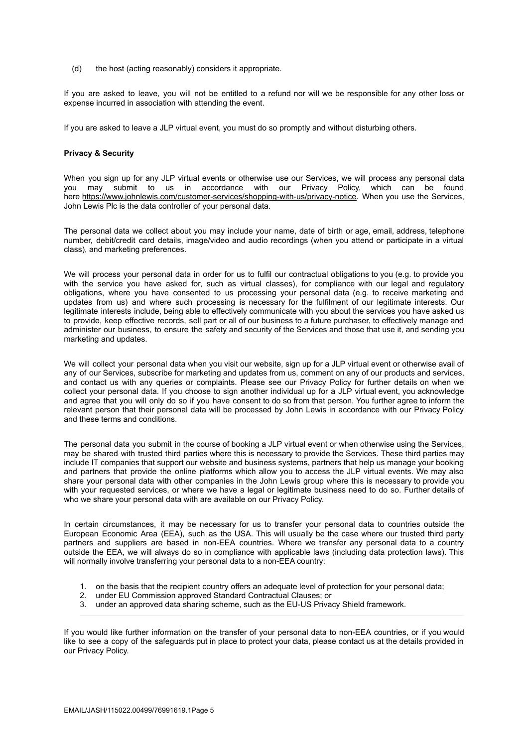(d) the host (acting reasonably) considers it appropriate.

If you are asked to leave, you will not be entitled to a refund nor will we be responsible for any other loss or expense incurred in association with attending the event.

If you are asked to leave a JLP virtual event, you must do so promptly and without disturbing others.

**Privacy & Security**

When you sign up for any JLP virtual events or otherwise use our Services, we will process any personal data you may submit to us in accordance with our Privacy Policy, which can be found here https://www.johnlewis.com/customer-services/shopping-with-us/privacy-notice. When you use the Services, John Lewis Plc is the data controller of your personal data.

The personal data we collect about you may include your name, date of birth or age, email, address, telephone number, debit/credit card details, image/video and audio recordings (when you attend or participate in a virtual class), and marketing preferences.

We will process your personal data in order for us to fulfil our contractual obligations to you (e.g. to provide you with the service you have asked for, such as virtual classes), for compliance with our legal and regulatory obligations, where you have consented to us processing your personal data (e.g. to receive marketing and updates from us) and where such processing is necessary for the fulfilment of our legitimate interests. Our legitimate interests include, being able to effectively communicate with you about the services you have asked us to provide, keep effective records, sell part or all of our business to a future purchaser, to effectively manage and administer our business, to ensure the safety and security of the Services and those that use it, and sending you marketing and updates.

We will collect your personal data when you visit our website, sign up for a JLP virtual event or otherwise avail of any of our Services, subscribe for marketing and updates from us, comment on any of our products and services, and contact us with any queries or complaints. Please see our Privacy Policy for further details on when we collect your personal data. If you choose to sign another individual up for a JLP virtual event, you acknowledge and agree that you will only do so if you have consent to do so from that person. You further agree to inform the relevant person that their personal data will be processed by John Lewis in accordance with our Privacy Policy and these terms and conditions.

The personal data you submit in the course of booking a JLP virtual event or when otherwise using the Services, may be shared with trusted third parties where this is necessary to provide the Services. These third parties may include IT companies that support our website and business systems, partners that help us manage your booking and partners that provide the online platforms which allow you to access the JLP virtual events. We may also share your personal data with other companies in the John Lewis group where this is necessary to provide you with your requested services, or where we have a legal or legitimate business need to do so. Further details of who we share your personal data with are available on our Privacy Policy.

In certain circumstances, it may be necessary for us to transfer your personal data to countries outside the European Economic Area (EEA), such as the USA. This will usually be the case where our trusted third party partners and suppliers are based in non-EEA countries. Where we transfer any personal data to a country outside the EEA, we will always do so in compliance with applicable laws (including data protection laws). This will normally involve transferring your personal data to a non-EEA country:

1. on the basis that the recipient country offers an adequate level of protection for your personal data;
2. under EU Commission approved Standard Contractual Clauses; or
3. under an approved data sharing scheme, such as the EU-US Privacy Shield framework.

If you would like further information on the transfer of your personal data to non-EEA countries, or if you would like to see a copy of the safeguards put in place to protect your data, please contact us at the details provided in our Privacy Policy.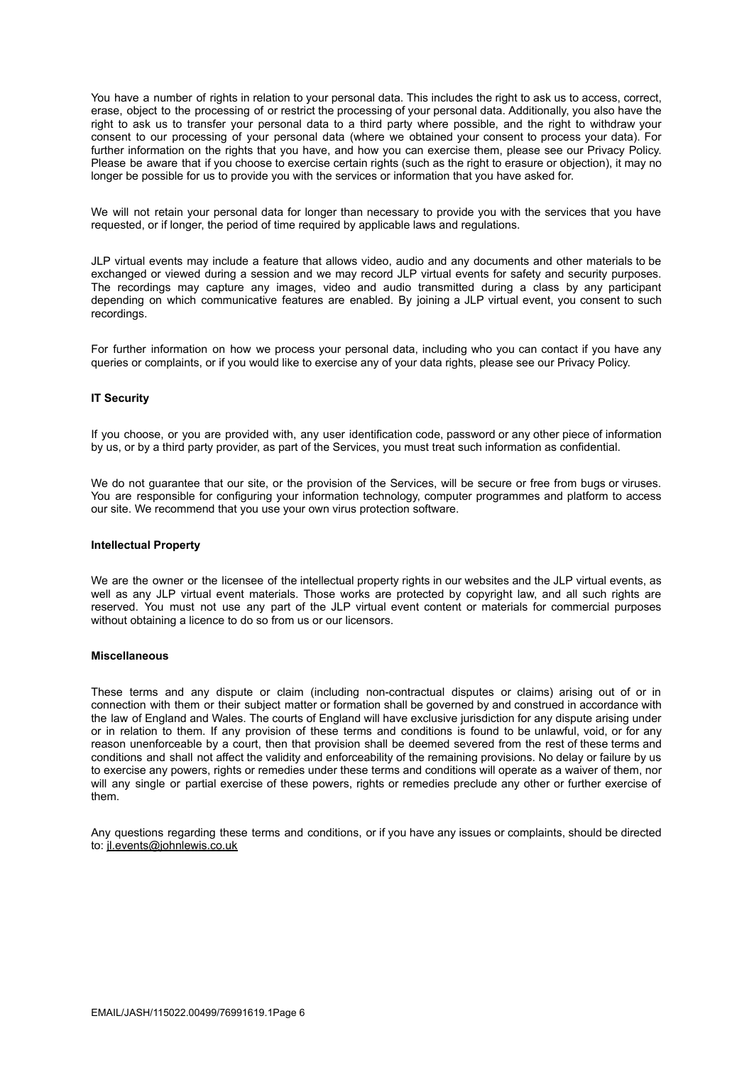You have a number of rights in relation to your personal data. This includes the right to ask us to access, correct, erase, object to the processing of or restrict the processing of your personal data. Additionally, you also have the right to ask us to transfer your personal data to a third party where possible, and the right to withdraw your consent to our processing of your personal data (where we obtained your consent to process your data). For further information on the rights that you have, and how you can exercise them, please see our Privacy Policy. Please be aware that if you choose to exercise certain rights (such as the right to erasure or objection), it may no longer be possible for us to provide you with the services or information that you have asked for.

We will not retain your personal data for longer than necessary to provide you with the services that you have requested, or if longer, the period of time required by applicable laws and regulations.

JLP virtual events may include a feature that allows video, audio and any documents and other materials to be exchanged or viewed during a session and we may record JLP virtual events for safety and security purposes. The recordings may capture any images, video and audio transmitted during a class by any participant depending on which communicative features are enabled. By joining a JLP virtual event, you consent to such recordings.

For further information on how we process your personal data, including who you can contact if you have any queries or complaints, or if you would like to exercise any of your data rights, please see our Privacy Policy.

**IT Security**

If you choose, or you are provided with, any user identification code, password or any other piece of information by us, or by a third party provider, as part of the Services, you must treat such information as confidential.

We do not guarantee that our site, or the provision of the Services, will be secure or free from bugs or viruses. You are responsible for configuring your information technology, computer programmes and platform to access our site. We recommend that you use your own virus protection software.

**Intellectual Property**

We are the owner or the licensee of the intellectual property rights in our websites and the JLP virtual events, as well as any JLP virtual event materials. Those works are protected by copyright law, and all such rights are reserved. You must not use any part of the JLP virtual event content or materials for commercial purposes without obtaining a licence to do so from us or our licensors.

**Miscellaneous**

These terms and any dispute or claim (including non-contractual disputes or claims) arising out of or in connection with them or their subject matter or formation shall be governed by and construed in accordance with the law of England and Wales. The courts of England will have exclusive jurisdiction for any dispute arising under or in relation to them. If any provision of these terms and conditions is found to be unlawful, void, or for any reason unenforceable by a court, then that provision shall be deemed severed from the rest of these terms and conditions and shall not affect the validity and enforceability of the remaining provisions. No delay or failure by us to exercise any powers, rights or remedies under these terms and conditions will operate as a waiver of them, nor will any single or partial exercise of these powers, rights or remedies preclude any other or further exercise of them.

Any questions regarding these terms and conditions, or if you have any issues or complaints, should be directed to: jl.events@johnlewis.co.uk

EMAIL/JASH/115022.00499/76991619.1